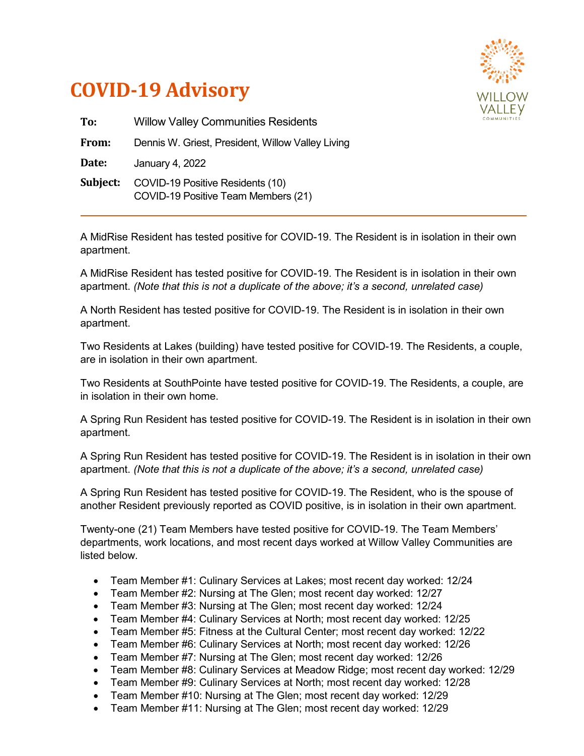# COVID-19 Advisory

**To:** Willow Valley Communities Residents

**From:** Dennis W. Griest, President, Willow Valley Living

**Date:** January 4, 2022

**Subject:** COVID-19 Positive Residents (10)
COVID-19 Positive Team Members (21)

---

A MidRise Resident has tested positive for COVID-19. The Resident is in isolation in their own apartment.

A MidRise Resident has tested positive for COVID-19. The Resident is in isolation in their own apartment. *(Note that this is not a duplicate of the above; it's a second, unrelated case)*

A North Resident has tested positive for COVID-19. The Resident is in isolation in their own apartment.

Two Residents at Lakes (building) have tested positive for COVID-19. The Residents, a couple, are in isolation in their own apartment.

Two Residents at SouthPointe have tested positive for COVID-19. The Residents, a couple, are in isolation in their own home.

A Spring Run Resident has tested positive for COVID-19. The Resident is in isolation in their own apartment.

A Spring Run Resident has tested positive for COVID-19. The Resident is in isolation in their own apartment. *(Note that this is not a duplicate of the above; it's a second, unrelated case)*

A Spring Run Resident has tested positive for COVID-19. The Resident, who is the spouse of another Resident previously reported as COVID positive, is in isolation in their own apartment.

Twenty-one (21) Team Members have tested positive for COVID-19. The Team Members' departments, work locations, and most recent days worked at Willow Valley Communities are listed below.

- Team Member #1: Culinary Services at Lakes; most recent day worked: 12/24
- Team Member #2: Nursing at The Glen; most recent day worked: 12/27
- Team Member #3: Nursing at The Glen; most recent day worked: 12/24
- Team Member #4: Culinary Services at North; most recent day worked: 12/25
- Team Member #5: Fitness at the Cultural Center; most recent day worked: 12/22
- Team Member #6: Culinary Services at North; most recent day worked: 12/26
- Team Member #7: Nursing at The Glen; most recent day worked: 12/26
- Team Member #8: Culinary Services at Meadow Ridge; most recent day worked: 12/29
- Team Member #9: Culinary Services at North; most recent day worked: 12/28
- Team Member #10: Nursing at The Glen; most recent day worked: 12/29
- Team Member #11: Nursing at The Glen; most recent day worked: 12/29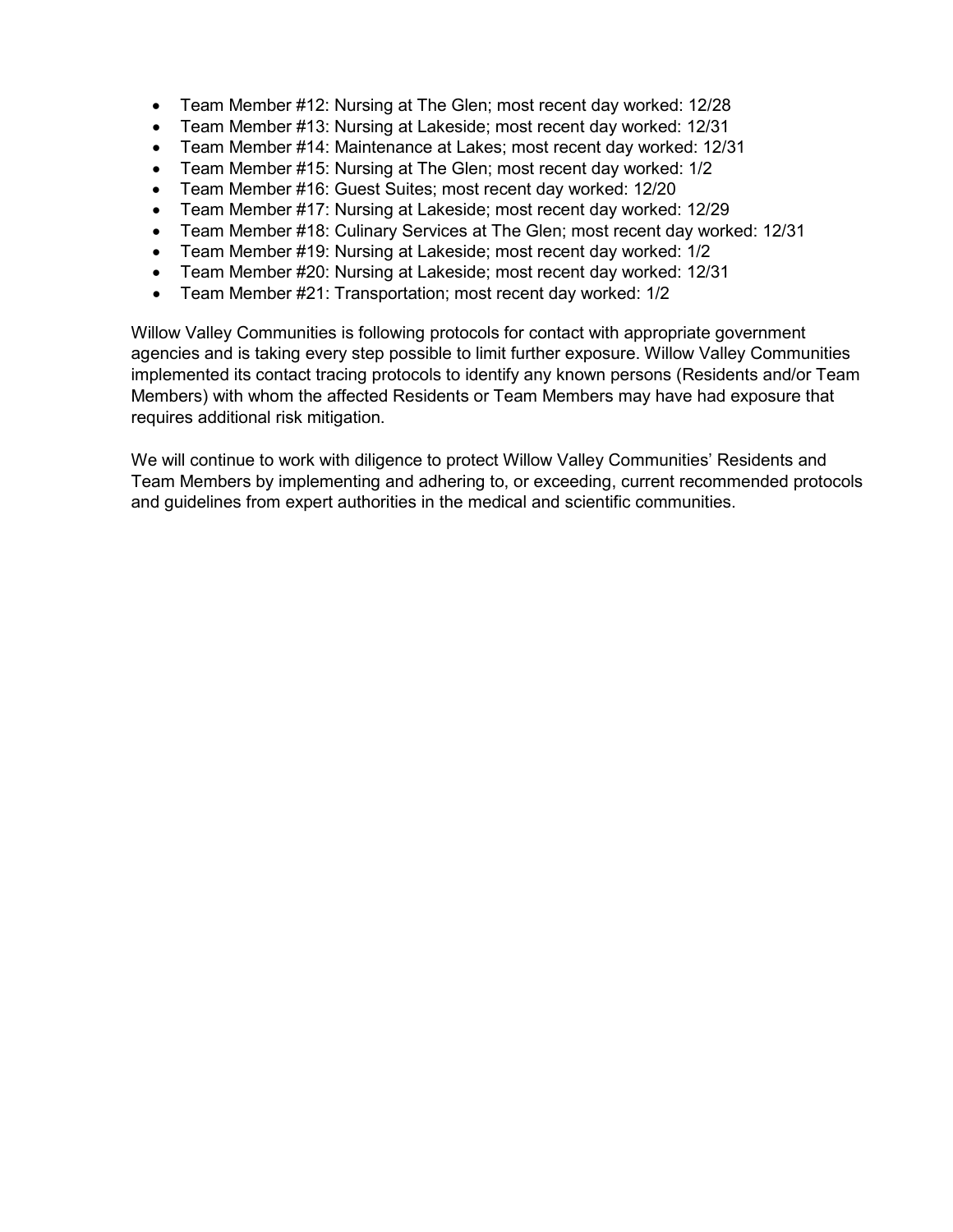- Team Member #12: Nursing at The Glen; most recent day worked: 12/28
- Team Member #13: Nursing at Lakeside; most recent day worked: 12/31
- Team Member #14: Maintenance at Lakes; most recent day worked: 12/31
- Team Member #15: Nursing at The Glen; most recent day worked: 1/2
- Team Member #16: Guest Suites; most recent day worked: 12/20
- Team Member #17: Nursing at Lakeside; most recent day worked: 12/29
- Team Member #18: Culinary Services at The Glen; most recent day worked: 12/31
- Team Member #19: Nursing at Lakeside; most recent day worked: 1/2
- Team Member #20: Nursing at Lakeside; most recent day worked: 12/31
- Team Member #21: Transportation; most recent day worked: 1/2

Willow Valley Communities is following protocols for contact with appropriate government agencies and is taking every step possible to limit further exposure. Willow Valley Communities implemented its contact tracing protocols to identify any known persons (Residents and/or Team Members) with whom the affected Residents or Team Members may have had exposure that requires additional risk mitigation.

We will continue to work with diligence to protect Willow Valley Communities' Residents and Team Members by implementing and adhering to, or exceeding, current recommended protocols and guidelines from expert authorities in the medical and scientific communities.